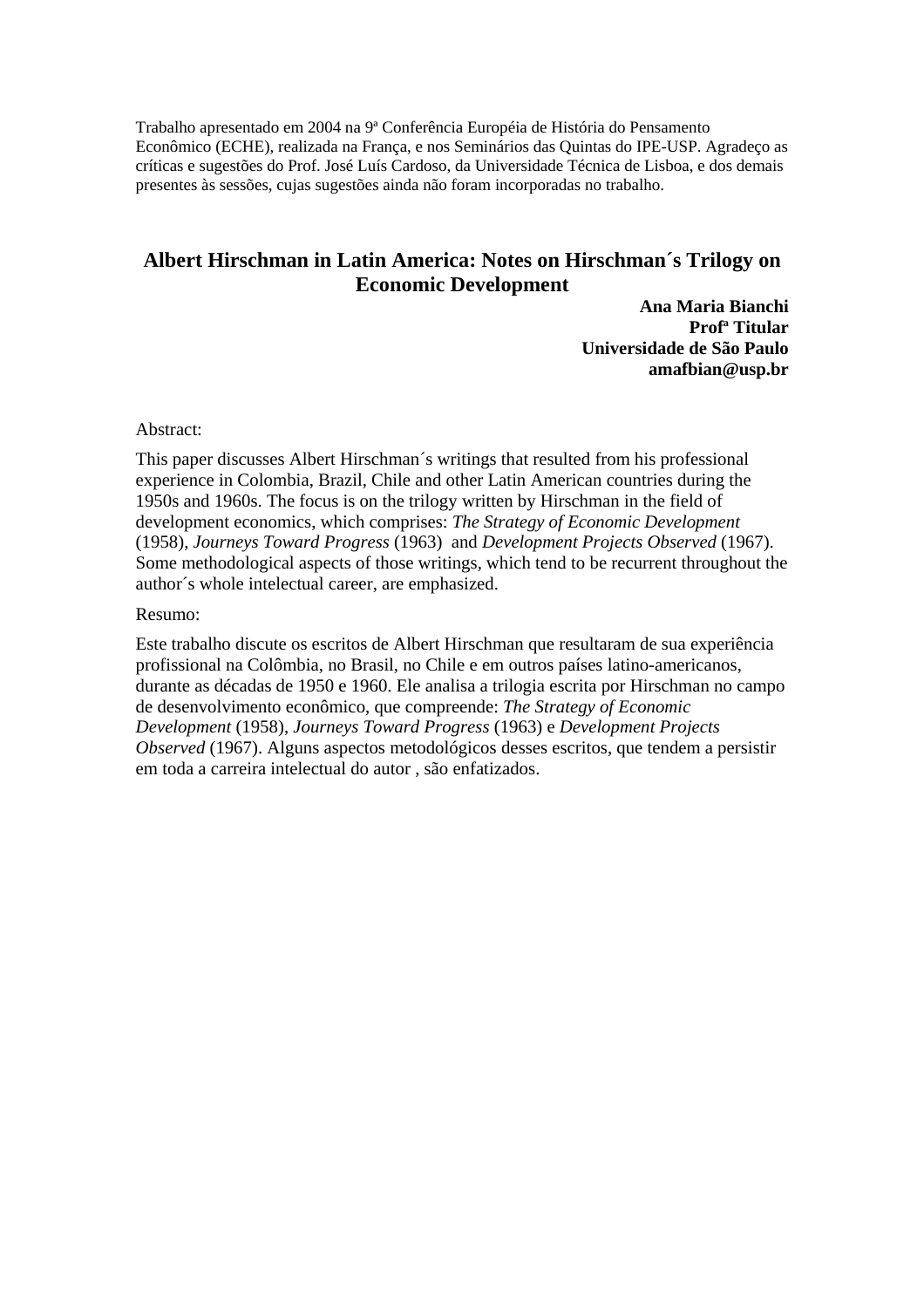Trabalho apresentado em 2004 na 9ª Conferência Européia de História do Pensamento Econômico (ECHE), realizada na França, e nos Seminários das Quintas do IPE-USP. Agradeço as críticas e sugestões do Prof. José Luís Cardoso, da Universidade Técnica de Lisboa, e dos demais presentes às sessões, cujas sugestões ainda não foram incorporadas no trabalho.

# Albert Hirschman in Latin America: Notes on Hirschman´s Trilogy on Economic Development

**Ana Maria Bianchi**
**Profª Titular**
**Universidade de São Paulo**
**amafbian@usp.br**

Abstract:

This paper discusses Albert Hirschman´s writings that resulted from his professional experience in Colombia, Brazil, Chile and other Latin American countries during the 1950s and 1960s. The focus is on the trilogy written by Hirschman in the field of development economics, which comprises: *The Strategy of Economic Development* (1958), *Journeys Toward Progress* (1963) and *Development Projects Observed* (1967). Some methodological aspects of those writings, which tend to be recurrent throughout the author´s whole intelectual career, are emphasized.

Resumo:

Este trabalho discute os escritos de Albert Hirschman que resultaram de sua experiência profissional na Colômbia, no Brasil, no Chile e em outros países latino-americanos, durante as décadas de 1950 e 1960. Ele analisa a trilogia escrita por Hirschman no campo de desenvolvimento econômico, que compreende: *The Strategy of Economic Development* (1958), *Journeys Toward Progress* (1963) e *Development Projects Observed* (1967). Alguns aspectos metodológicos desses escritos, que tendem a persistir em toda a carreira intelectual do autor , são enfatizados.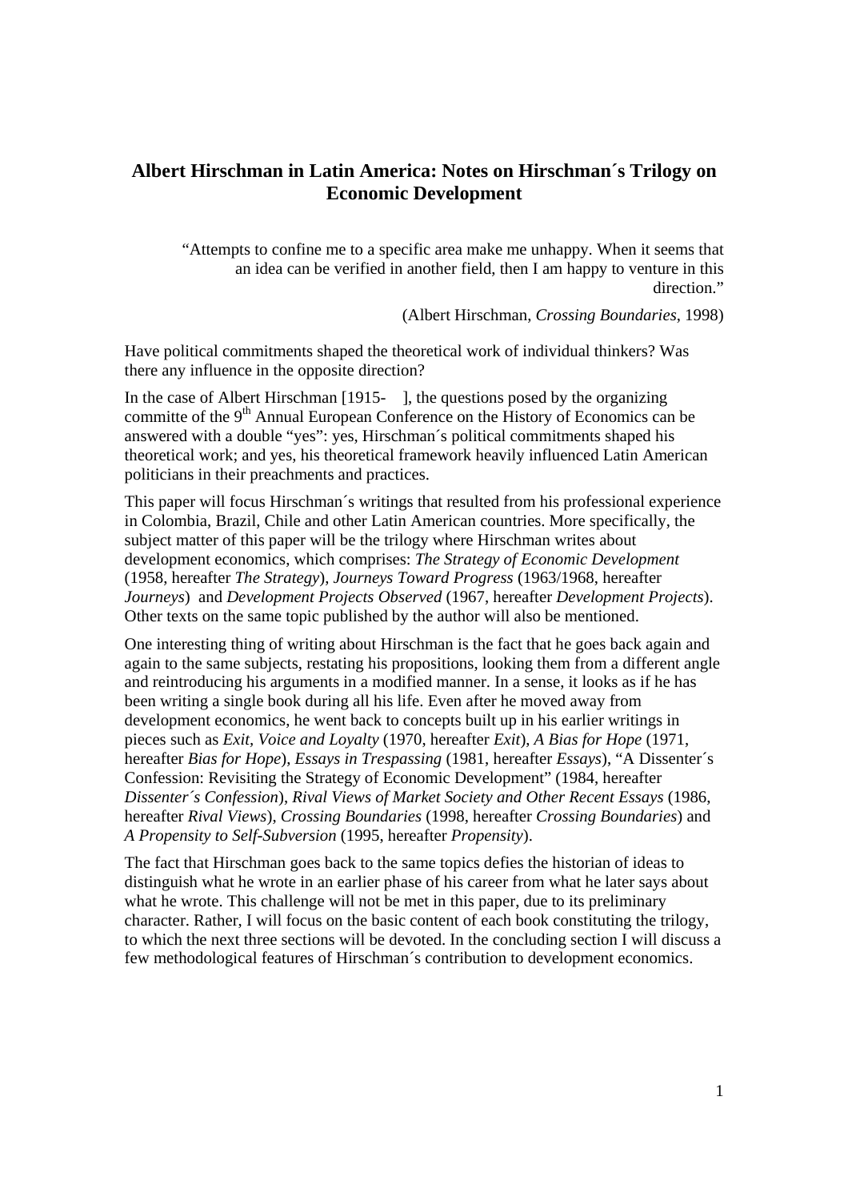# Albert Hirschman in Latin America: Notes on Hirschman´s Trilogy on Economic Development

> "Attempts to confine me to a specific area make me unhappy. When it seems that an idea can be verified in another field, then I am happy to venture in this direction."
>
> (Albert Hirschman, *Crossing Boundaries*, 1998)

Have political commitments shaped the theoretical work of individual thinkers? Was there any influence in the opposite direction?

In the case of Albert Hirschman [1915-    ], the questions posed by the organizing committe of the 9th Annual European Conference on the History of Economics can be answered with a double "yes": yes, Hirschman´s political commitments shaped his theoretical work; and yes, his theoretical framework heavily influenced Latin American politicians in their preachments and practices.

This paper will focus Hirschman´s writings that resulted from his professional experience in Colombia, Brazil, Chile and other Latin American countries. More specifically, the subject matter of this paper will be the trilogy where Hirschman writes about development economics, which comprises: *The Strategy of Economic Development* (1958, hereafter *The Strategy*), *Journeys Toward Progress* (1963/1968, hereafter *Journeys*) and *Development Projects Observed* (1967, hereafter *Development Projects*). Other texts on the same topic published by the author will also be mentioned.

One interesting thing of writing about Hirschman is the fact that he goes back again and again to the same subjects, restating his propositions, looking them from a different angle and reintroducing his arguments in a modified manner. In a sense, it looks as if he has been writing a single book during all his life. Even after he moved away from development economics, he went back to concepts built up in his earlier writings in pieces such as *Exit, Voice and Loyalty* (1970, hereafter *Exit*), *A Bias for Hope* (1971, hereafter *Bias for Hope*), *Essays in Trespassing* (1981, hereafter *Essays*), "A Dissenter´s Confession: Revisiting the Strategy of Economic Development" (1984, hereafter *Dissenter´s Confession*), *Rival Views of Market Society and Other Recent Essays* (1986, hereafter *Rival Views*), *Crossing Boundaries* (1998, hereafter *Crossing Boundaries*) and *A Propensity to Self-Subversion* (1995, hereafter *Propensity*).

The fact that Hirschman goes back to the same topics defies the historian of ideas to distinguish what he wrote in an earlier phase of his career from what he later says about what he wrote. This challenge will not be met in this paper, due to its preliminary character. Rather, I will focus on the basic content of each book constituting the trilogy, to which the next three sections will be devoted. In the concluding section I will discuss a few methodological features of Hirschman´s contribution to development economics.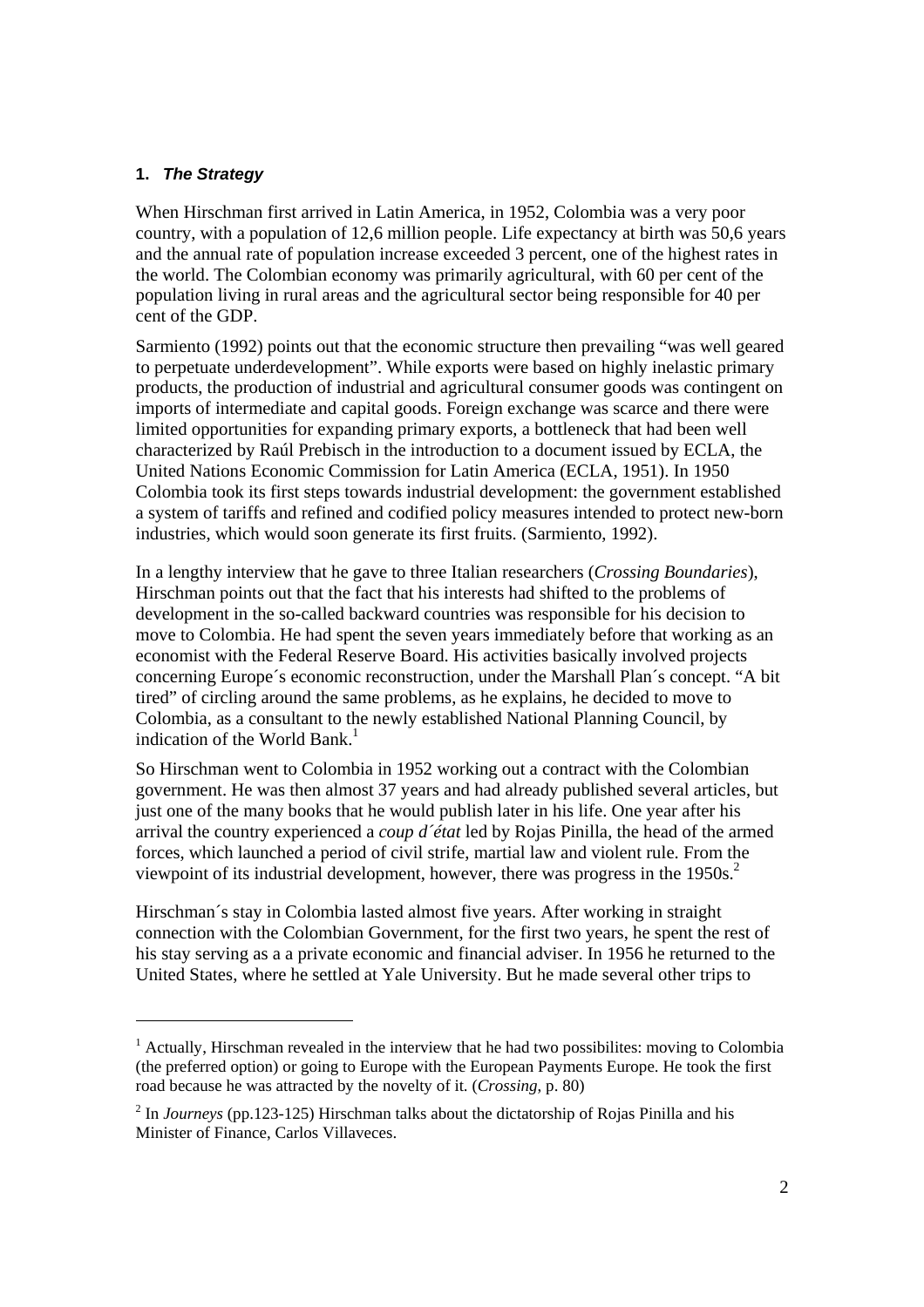## 1. *The Strategy*

When Hirschman first arrived in Latin America, in 1952, Colombia was a very poor country, with a population of 12,6 million people. Life expectancy at birth was 50,6 years and the annual rate of population increase exceeded 3 percent, one of the highest rates in the world. The Colombian economy was primarily agricultural, with 60 per cent of the population living in rural areas and the agricultural sector being responsible for 40 per cent of the GDP.

Sarmiento (1992) points out that the economic structure then prevailing "was well geared to perpetuate underdevelopment". While exports were based on highly inelastic primary products, the production of industrial and agricultural consumer goods was contingent on imports of intermediate and capital goods. Foreign exchange was scarce and there were limited opportunities for expanding primary exports, a bottleneck that had been well characterized by Raúl Prebisch in the introduction to a document issued by ECLA, the United Nations Economic Commission for Latin America (ECLA, 1951). In 1950 Colombia took its first steps towards industrial development: the government established a system of tariffs and refined and codified policy measures intended to protect new-born industries, which would soon generate its first fruits. (Sarmiento, 1992).

In a lengthy interview that he gave to three Italian researchers (*Crossing Boundaries*), Hirschman points out that the fact that his interests had shifted to the problems of development in the so-called backward countries was responsible for his decision to move to Colombia. He had spent the seven years immediately before that working as an economist with the Federal Reserve Board. His activities basically involved projects concerning Europe´s economic reconstruction, under the Marshall Plan´s concept. "A bit tired" of circling around the same problems, as he explains, he decided to move to Colombia, as a consultant to the newly established National Planning Council, by indication of the World Bank.[1]

So Hirschman went to Colombia in 1952 working out a contract with the Colombian government. He was then almost 37 years and had already published several articles, but just one of the many books that he would publish later in his life. One year after his arrival the country experienced a *coup d´état* led by Rojas Pinilla, the head of the armed forces, which launched a period of civil strife, martial law and violent rule. From the viewpoint of its industrial development, however, there was progress in the 1950s.[2]

Hirschman´s stay in Colombia lasted almost five years. After working in straight connection with the Colombian Government, for the first two years, he spent the rest of his stay serving as a a private economic and financial adviser. In 1956 he returned to the United States, where he settled at Yale University. But he made several other trips to

---

[1] Actually, Hirschman revealed in the interview that he had two possibilites: moving to Colombia (the preferred option) or going to Europe with the European Payments Europe. He took the first road because he was attracted by the novelty of it. (*Crossing*, p. 80)

[2] In *Journeys* (pp.123-125) Hirschman talks about the dictatorship of Rojas Pinilla and his Minister of Finance, Carlos Villaveces.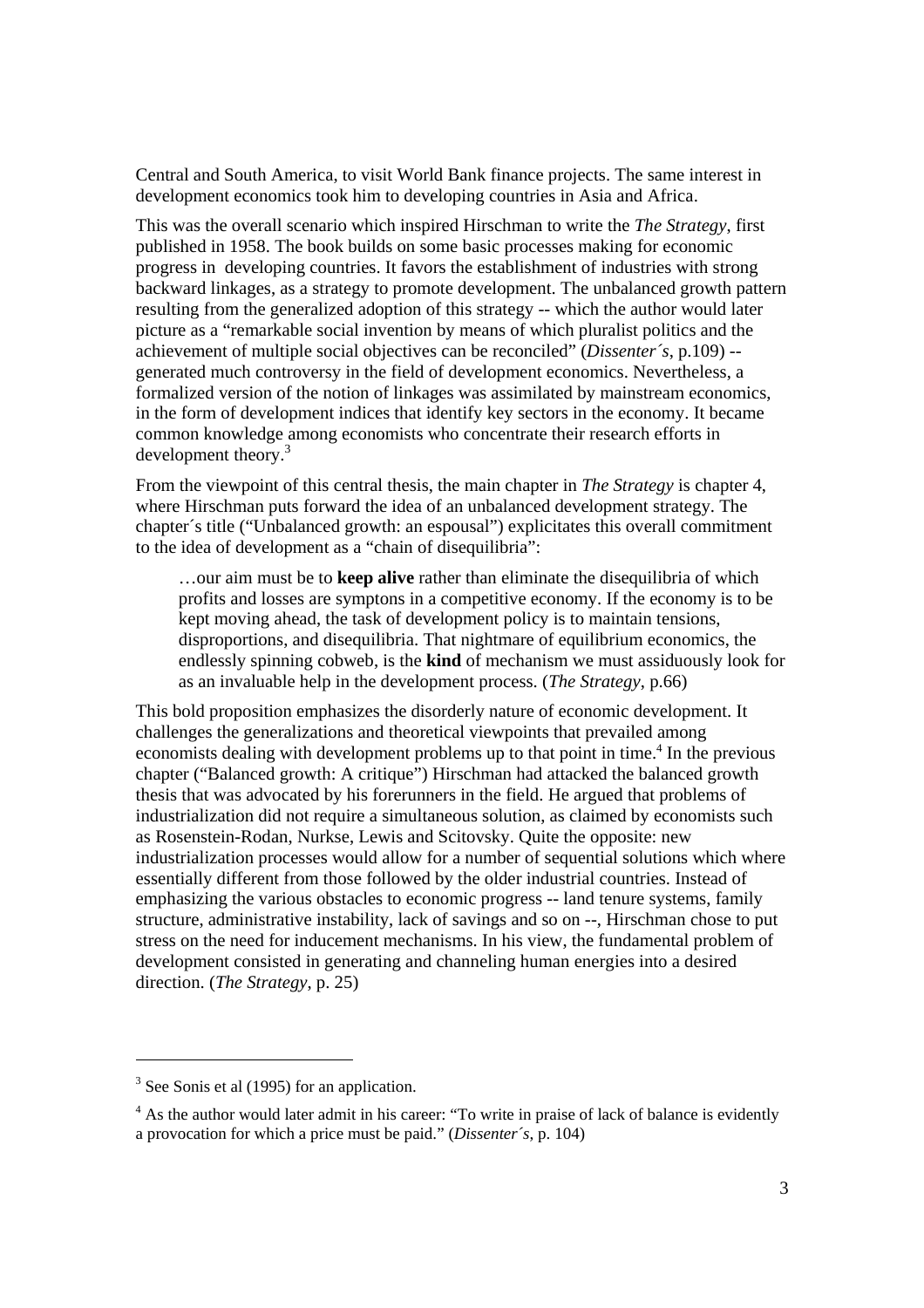Central and South America, to visit World Bank finance projects. The same interest in development economics took him to developing countries in Asia and Africa.

This was the overall scenario which inspired Hirschman to write the *The Strategy*, first published in 1958. The book builds on some basic processes making for economic progress in developing countries. It favors the establishment of industries with strong backward linkages, as a strategy to promote development. The unbalanced growth pattern resulting from the generalized adoption of this strategy -- which the author would later picture as a "remarkable social invention by means of which pluralist politics and the achievement of multiple social objectives can be reconciled" (*Dissenter´s*, p.109) -- generated much controversy in the field of development economics. Nevertheless, a formalized version of the notion of linkages was assimilated by mainstream economics, in the form of development indices that identify key sectors in the economy. It became common knowledge among economists who concentrate their research efforts in development theory.[3]

From the viewpoint of this central thesis, the main chapter in *The Strategy* is chapter 4, where Hirschman puts forward the idea of an unbalanced development strategy. The chapter´s title ("Unbalanced growth: an espousal") explicitates this overall commitment to the idea of development as a "chain of disequilibria":

> …our aim must be to **keep alive** rather than eliminate the disequilibria of which profits and losses are symptons in a competitive economy. If the economy is to be kept moving ahead, the task of development policy is to maintain tensions, disproportions, and disequilibria. That nightmare of equilibrium economics, the endlessly spinning cobweb, is the **kind** of mechanism we must assiduously look for as an invaluable help in the development process. (*The Strategy*, p.66)

This bold proposition emphasizes the disorderly nature of economic development. It challenges the generalizations and theoretical viewpoints that prevailed among economists dealing with development problems up to that point in time.[4] In the previous chapter ("Balanced growth: A critique") Hirschman had attacked the balanced growth thesis that was advocated by his forerunners in the field. He argued that problems of industrialization did not require a simultaneous solution, as claimed by economists such as Rosenstein-Rodan, Nurkse, Lewis and Scitovsky. Quite the opposite: new industrialization processes would allow for a number of sequential solutions which where essentially different from those followed by the older industrial countries. Instead of emphasizing the various obstacles to economic progress -- land tenure systems, family structure, administrative instability, lack of savings and so on --, Hirschman chose to put stress on the need for inducement mechanisms. In his view, the fundamental problem of development consisted in generating and channeling human energies into a desired direction. (*The Strategy*, p. 25)

---

[3] See Sonis et al (1995) for an application.

[4] As the author would later admit in his career: "To write in praise of lack of balance is evidently a provocation for which a price must be paid." (*Dissenter´s*, p. 104)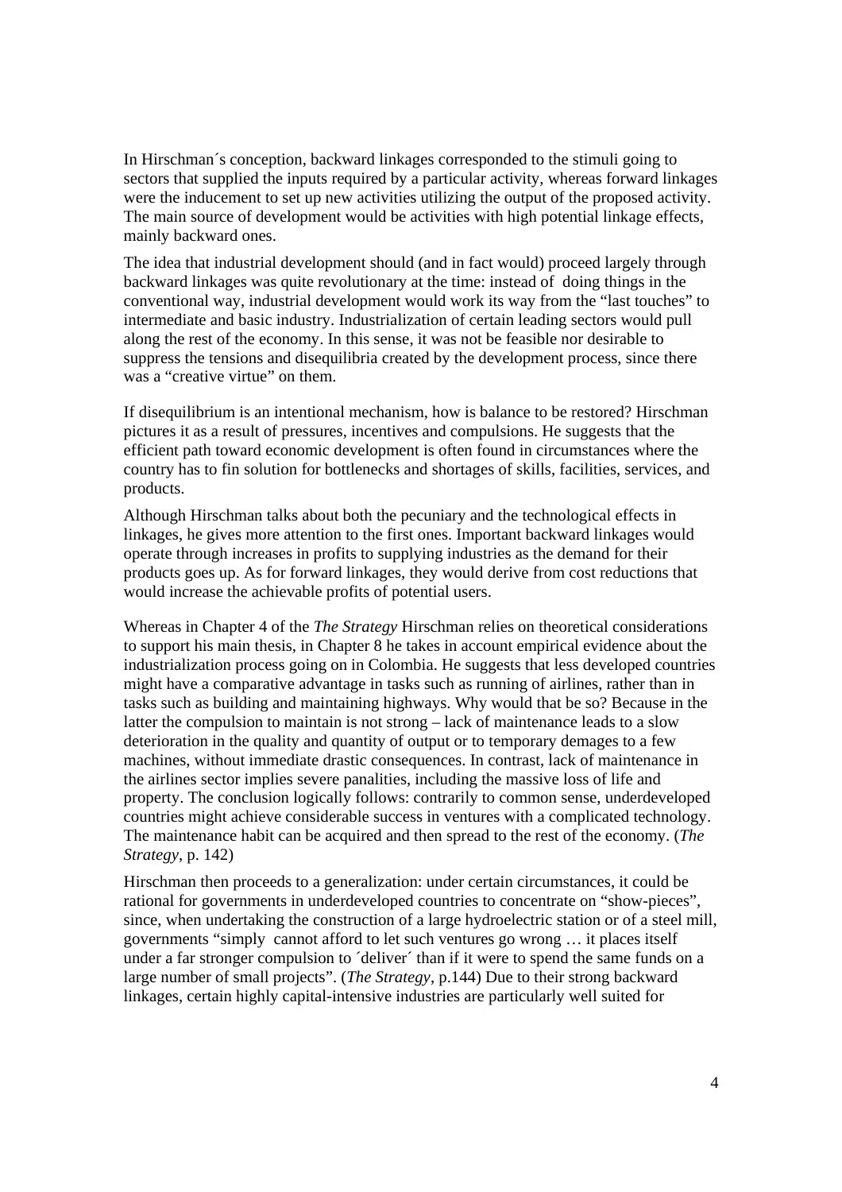In Hirschman´s conception, backward linkages corresponded to the stimuli going to sectors that supplied the inputs required by a particular activity, whereas forward linkages were the inducement to set up new activities utilizing the output of the proposed activity. The main source of development would be activities with high potential linkage effects, mainly backward ones.

The idea that industrial development should (and in fact would) proceed largely through backward linkages was quite revolutionary at the time: instead of doing things in the conventional way, industrial development would work its way from the "last touches" to intermediate and basic industry. Industrialization of certain leading sectors would pull along the rest of the economy. In this sense, it was not be feasible nor desirable to suppress the tensions and disequilibria created by the development process, since there was a "creative virtue" on them.

If disequilibrium is an intentional mechanism, how is balance to be restored? Hirschman pictures it as a result of pressures, incentives and compulsions. He suggests that the efficient path toward economic development is often found in circumstances where the country has to fin solution for bottlenecks and shortages of skills, facilities, services, and products.

Although Hirschman talks about both the pecuniary and the technological effects in linkages, he gives more attention to the first ones. Important backward linkages would operate through increases in profits to supplying industries as the demand for their products goes up. As for forward linkages, they would derive from cost reductions that would increase the achievable profits of potential users.

Whereas in Chapter 4 of the *The Strategy* Hirschman relies on theoretical considerations to support his main thesis, in Chapter 8 he takes in account empirical evidence about the industrialization process going on in Colombia. He suggests that less developed countries might have a comparative advantage in tasks such as running of airlines, rather than in tasks such as building and maintaining highways. Why would that be so? Because in the latter the compulsion to maintain is not strong – lack of maintenance leads to a slow deterioration in the quality and quantity of output or to temporary demages to a few machines, without immediate drastic consequences. In contrast, lack of maintenance in the airlines sector implies severe panalities, including the massive loss of life and property. The conclusion logically follows: contrarily to common sense, underdeveloped countries might achieve considerable success in ventures with a complicated technology. The maintenance habit can be acquired and then spread to the rest of the economy. (*The Strategy*, p. 142)

Hirschman then proceeds to a generalization: under certain circumstances, it could be rational for governments in underdeveloped countries to concentrate on "show-pieces", since, when undertaking the construction of a large hydroelectric station or of a steel mill, governments "simply cannot afford to let such ventures go wrong … it places itself under a far stronger compulsion to ´deliver´ than if it were to spend the same funds on a large number of small projects". (*The Strategy*, p.144) Due to their strong backward linkages, certain highly capital-intensive industries are particularly well suited for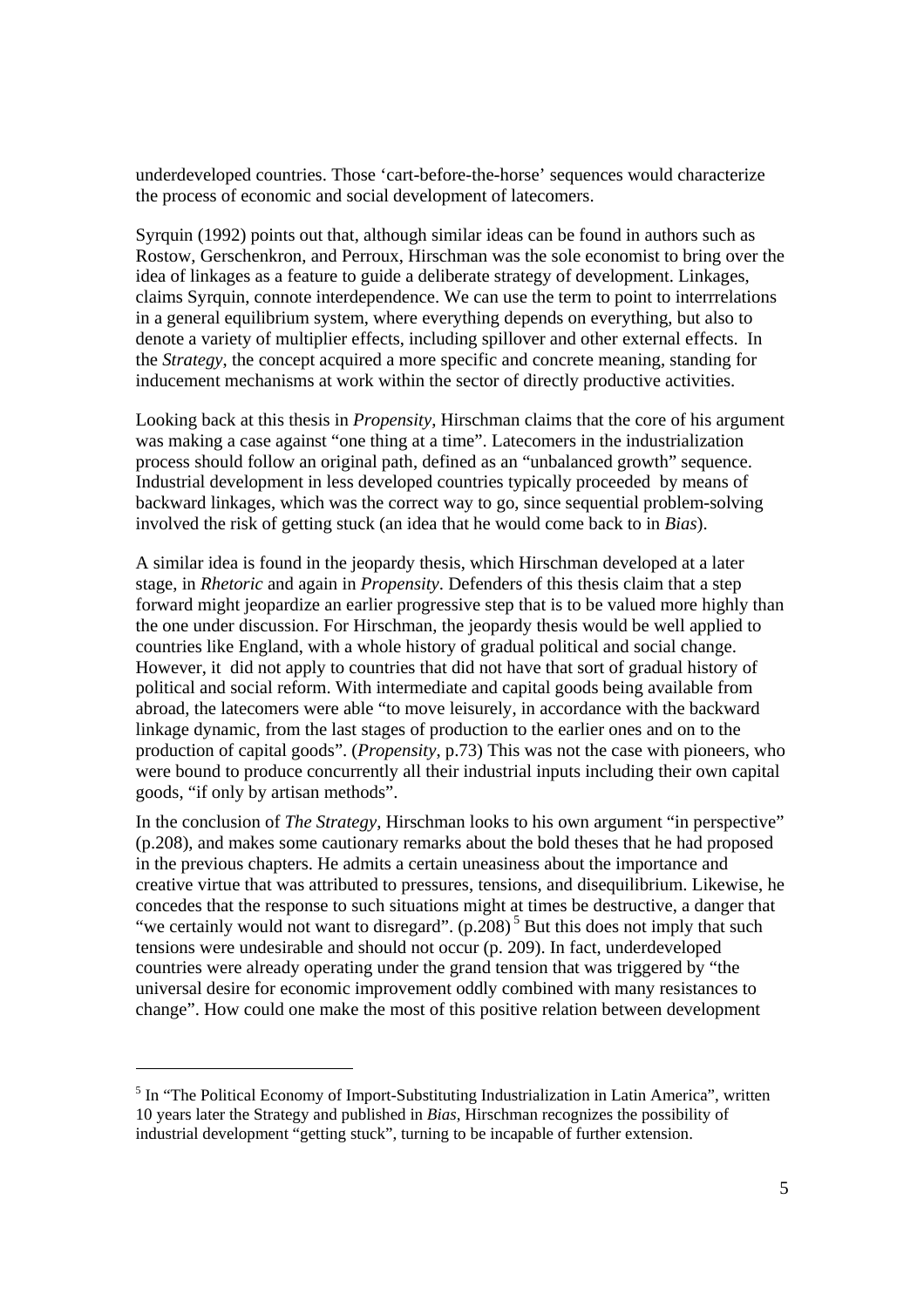underdeveloped countries. Those 'cart-before-the-horse' sequences would characterize the process of economic and social development of latecomers.

Syrquin (1992) points out that, although similar ideas can be found in authors such as Rostow, Gerschenkron, and Perroux, Hirschman was the sole economist to bring over the idea of linkages as a feature to guide a deliberate strategy of development. Linkages, claims Syrquin, connote interdependence. We can use the term to point to interrrelations in a general equilibrium system, where everything depends on everything, but also to denote a variety of multiplier effects, including spillover and other external effects. In the *Strategy*, the concept acquired a more specific and concrete meaning, standing for inducement mechanisms at work within the sector of directly productive activities.

Looking back at this thesis in *Propensity*, Hirschman claims that the core of his argument was making a case against "one thing at a time". Latecomers in the industrialization process should follow an original path, defined as an "unbalanced growth" sequence. Industrial development in less developed countries typically proceeded by means of backward linkages, which was the correct way to go, since sequential problem-solving involved the risk of getting stuck (an idea that he would come back to in *Bias*).

A similar idea is found in the jeopardy thesis, which Hirschman developed at a later stage, in *Rhetoric* and again in *Propensity*. Defenders of this thesis claim that a step forward might jeopardize an earlier progressive step that is to be valued more highly than the one under discussion. For Hirschman, the jeopardy thesis would be well applied to countries like England, with a whole history of gradual political and social change. However, it did not apply to countries that did not have that sort of gradual history of political and social reform. With intermediate and capital goods being available from abroad, the latecomers were able "to move leisurely, in accordance with the backward linkage dynamic, from the last stages of production to the earlier ones and on to the production of capital goods". (*Propensity*, p.73) This was not the case with pioneers, who were bound to produce concurrently all their industrial inputs including their own capital goods, "if only by artisan methods".

In the conclusion of *The Strategy*, Hirschman looks to his own argument "in perspective" (p.208), and makes some cautionary remarks about the bold theses that he had proposed in the previous chapters. He admits a certain uneasiness about the importance and creative virtue that was attributed to pressures, tensions, and disequilibrium. Likewise, he concedes that the response to such situations might at times be destructive, a danger that "we certainly would not want to disregard". (p.208) [5] But this does not imply that such tensions were undesirable and should not occur (p. 209). In fact, underdeveloped countries were already operating under the grand tension that was triggered by "the universal desire for economic improvement oddly combined with many resistances to change". How could one make the most of this positive relation between development

---

[5] In "The Political Economy of Import-Substituting Industrialization in Latin America", written 10 years later the Strategy and published in *Bias*, Hirschman recognizes the possibility of industrial development "getting stuck", turning to be incapable of further extension.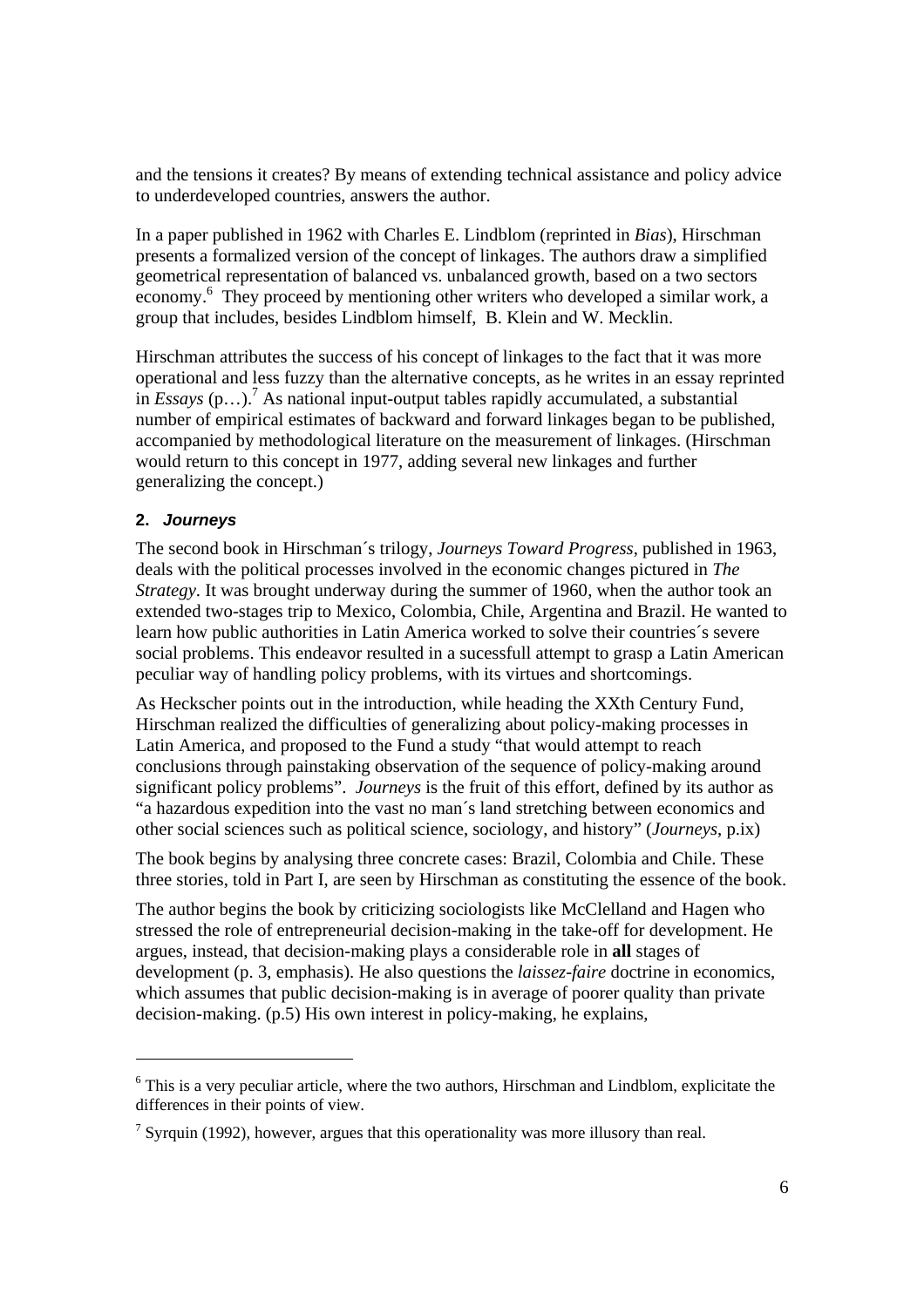and the tensions it creates? By means of extending technical assistance and policy advice to underdeveloped countries, answers the author.

In a paper published in 1962 with Charles E. Lindblom (reprinted in *Bias*), Hirschman presents a formalized version of the concept of linkages. The authors draw a simplified geometrical representation of balanced vs. unbalanced growth, based on a two sectors economy.[6] They proceed by mentioning other writers who developed a similar work, a group that includes, besides Lindblom himself, B. Klein and W. Mecklin.

Hirschman attributes the success of his concept of linkages to the fact that it was more operational and less fuzzy than the alternative concepts, as he writes in an essay reprinted in *Essays* (p…).[7] As national input-output tables rapidly accumulated, a substantial number of empirical estimates of backward and forward linkages began to be published, accompanied by methodological literature on the measurement of linkages. (Hirschman would return to this concept in 1977, adding several new linkages and further generalizing the concept.)

## 2. *Journeys*

The second book in Hirschman´s trilogy, *Journeys Toward Progress*, published in 1963, deals with the political processes involved in the economic changes pictured in *The Strategy*. It was brought underway during the summer of 1960, when the author took an extended two-stages trip to Mexico, Colombia, Chile, Argentina and Brazil. He wanted to learn how public authorities in Latin America worked to solve their countries´s severe social problems. This endeavor resulted in a sucessfull attempt to grasp a Latin American peculiar way of handling policy problems, with its virtues and shortcomings.

As Heckscher points out in the introduction, while heading the XXth Century Fund, Hirschman realized the difficulties of generalizing about policy-making processes in Latin America, and proposed to the Fund a study "that would attempt to reach conclusions through painstaking observation of the sequence of policy-making around significant policy problems". *Journeys* is the fruit of this effort, defined by its author as "a hazardous expedition into the vast no man´s land stretching between economics and other social sciences such as political science, sociology, and history" (*Journeys*, p.ix)

The book begins by analysing three concrete cases: Brazil, Colombia and Chile. These three stories, told in Part I, are seen by Hirschman as constituting the essence of the book.

The author begins the book by criticizing sociologists like McClelland and Hagen who stressed the role of entrepreneurial decision-making in the take-off for development. He argues, instead, that decision-making plays a considerable role in **all** stages of development (p. 3, emphasis). He also questions the *laissez-faire* doctrine in economics, which assumes that public decision-making is in average of poorer quality than private decision-making. (p.5) His own interest in policy-making, he explains,

[6] This is a very peculiar article, where the two authors, Hirschman and Lindblom, explicitate the differences in their points of view.

[7] Syrquin (1992), however, argues that this operationality was more illusory than real.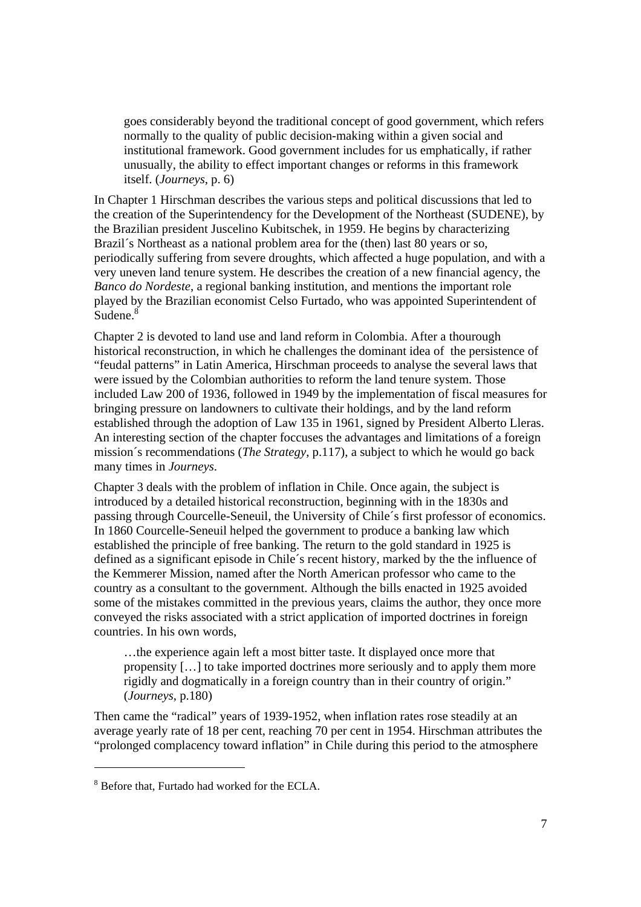> goes considerably beyond the traditional concept of good government, which refers normally to the quality of public decision-making within a given social and institutional framework. Good government includes for us emphatically, if rather unusually, the ability to effect important changes or reforms in this framework itself. (*Journeys*, p. 6)

In Chapter 1 Hirschman describes the various steps and political discussions that led to the creation of the Superintendency for the Development of the Northeast (SUDENE), by the Brazilian president Juscelino Kubitschek, in 1959. He begins by characterizing Brazil´s Northeast as a national problem area for the (then) last 80 years or so, periodically suffering from severe droughts, which affected a huge population, and with a very uneven land tenure system. He describes the creation of a new financial agency, the *Banco do Nordeste*, a regional banking institution, and mentions the important role played by the Brazilian economist Celso Furtado, who was appointed Superintendent of Sudene.[8]

Chapter 2 is devoted to land use and land reform in Colombia. After a thourough historical reconstruction, in which he challenges the dominant idea of the persistence of "feudal patterns" in Latin America, Hirschman proceeds to analyse the several laws that were issued by the Colombian authorities to reform the land tenure system. Those included Law 200 of 1936, followed in 1949 by the implementation of fiscal measures for bringing pressure on landowners to cultivate their holdings, and by the land reform established through the adoption of Law 135 in 1961, signed by President Alberto Lleras. An interesting section of the chapter foccuses the advantages and limitations of a foreign mission´s recommendations (*The Strategy*, p.117), a subject to which he would go back many times in *Journeys*.

Chapter 3 deals with the problem of inflation in Chile. Once again, the subject is introduced by a detailed historical reconstruction, beginning with in the 1830s and passing through Courcelle-Seneuil, the University of Chile´s first professor of economics. In 1860 Courcelle-Seneuil helped the government to produce a banking law which established the principle of free banking. The return to the gold standard in 1925 is defined as a significant episode in Chile´s recent history, marked by the the influence of the Kemmerer Mission, named after the North American professor who came to the country as a consultant to the government. Although the bills enacted in 1925 avoided some of the mistakes committed in the previous years, claims the author, they once more conveyed the risks associated with a strict application of imported doctrines in foreign countries. In his own words,

> …the experience again left a most bitter taste. It displayed once more that propensity […] to take imported doctrines more seriously and to apply them more rigidly and dogmatically in a foreign country than in their country of origin." (*Journeys*, p.180)

Then came the "radical" years of 1939-1952, when inflation rates rose steadily at an average yearly rate of 18 per cent, reaching 70 per cent in 1954. Hirschman attributes the "prolonged complacency toward inflation" in Chile during this period to the atmosphere

[8] Before that, Furtado had worked for the ECLA.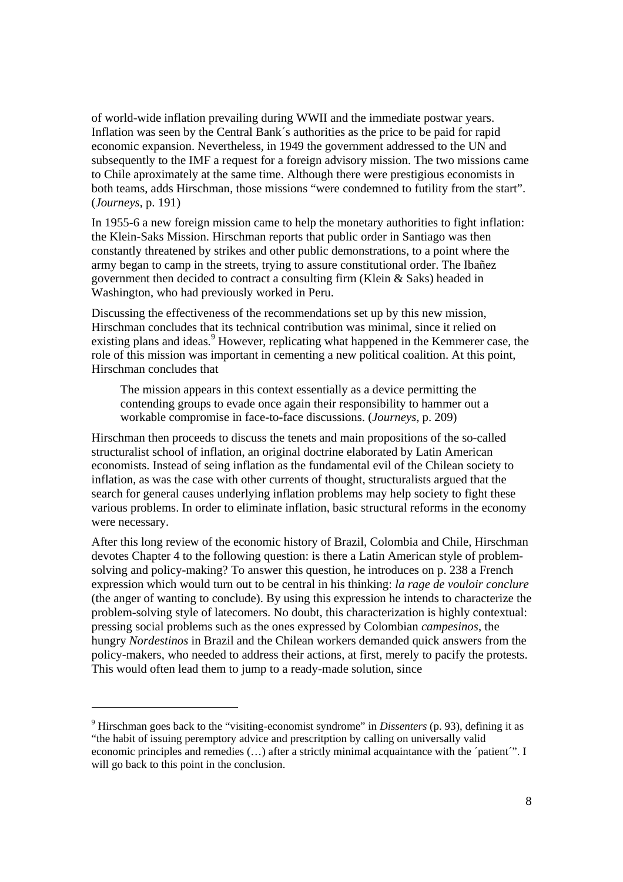of world-wide inflation prevailing during WWII and the immediate postwar years. Inflation was seen by the Central Bank´s authorities as the price to be paid for rapid economic expansion. Nevertheless, in 1949 the government addressed to the UN and subsequently to the IMF a request for a foreign advisory mission. The two missions came to Chile aproximately at the same time. Although there were prestigious economists in both teams, adds Hirschman, those missions "were condemned to futility from the start". (*Journeys*, p. 191)

In 1955-6 a new foreign mission came to help the monetary authorities to fight inflation: the Klein-Saks Mission. Hirschman reports that public order in Santiago was then constantly threatened by strikes and other public demonstrations, to a point where the army began to camp in the streets, trying to assure constitutional order. The Ibañez government then decided to contract a consulting firm (Klein & Saks) headed in Washington, who had previously worked in Peru.

Discussing the effectiveness of the recommendations set up by this new mission, Hirschman concludes that its technical contribution was minimal, since it relied on existing plans and ideas.[9] However, replicating what happened in the Kemmerer case, the role of this mission was important in cementing a new political coalition. At this point, Hirschman concludes that

> The mission appears in this context essentially as a device permitting the contending groups to evade once again their responsibility to hammer out a workable compromise in face-to-face discussions. (*Journeys*, p. 209)

Hirschman then proceeds to discuss the tenets and main propositions of the so-called structuralist school of inflation, an original doctrine elaborated by Latin American economists. Instead of seing inflation as the fundamental evil of the Chilean society to inflation, as was the case with other currents of thought, structuralists argued that the search for general causes underlying inflation problems may help society to fight these various problems. In order to eliminate inflation, basic structural reforms in the economy were necessary.

After this long review of the economic history of Brazil, Colombia and Chile, Hirschman devotes Chapter 4 to the following question: is there a Latin American style of problem-solving and policy-making? To answer this question, he introduces on p. 238 a French expression which would turn out to be central in his thinking: *la rage de vouloir conclure* (the anger of wanting to conclude). By using this expression he intends to characterize the problem-solving style of latecomers. No doubt, this characterization is highly contextual: pressing social problems such as the ones expressed by Colombian *campesinos*, the hungry *Nordestinos* in Brazil and the Chilean workers demanded quick answers from the policy-makers, who needed to address their actions, at first, merely to pacify the protests. This would often lead them to jump to a ready-made solution, since

---

[9] Hirschman goes back to the "visiting-economist syndrome" in *Dissenters* (p. 93), defining it as "the habit of issuing peremptory advice and prescritption by calling on universally valid economic principles and remedies (…) after a strictly minimal acquaintance with the ´patient´". I will go back to this point in the conclusion.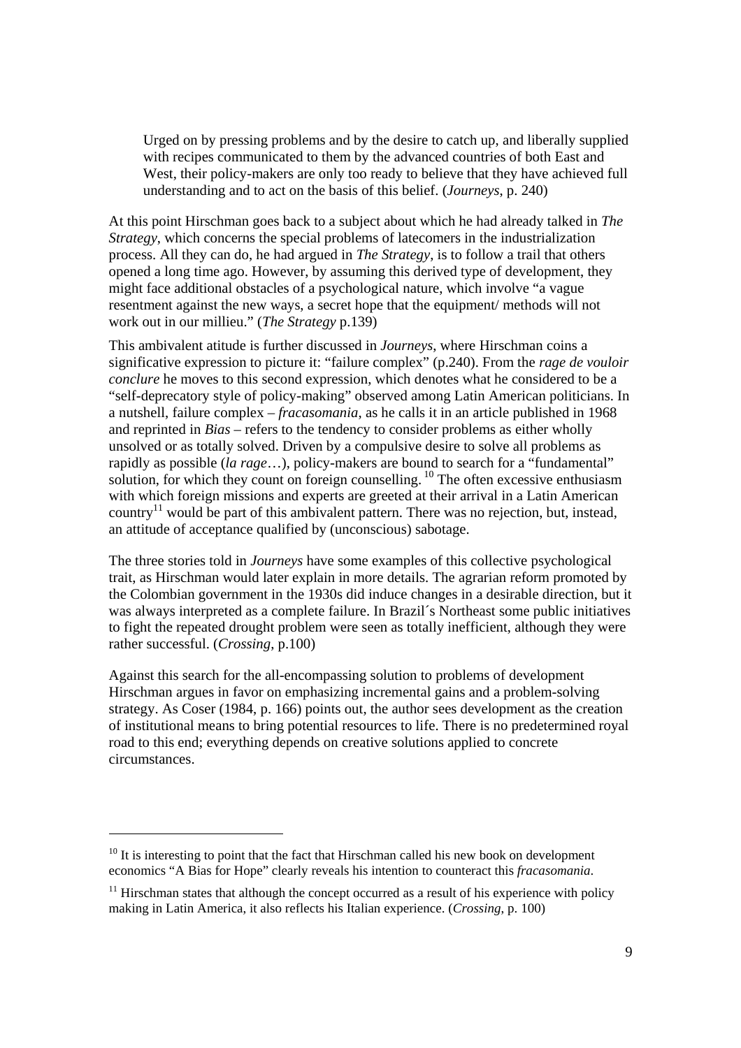> Urged on by pressing problems and by the desire to catch up, and liberally supplied with recipes communicated to them by the advanced countries of both East and West, their policy-makers are only too ready to believe that they have achieved full understanding and to act on the basis of this belief. (*Journeys*, p. 240)

At this point Hirschman goes back to a subject about which he had already talked in *The Strategy*, which concerns the special problems of latecomers in the industrialization process. All they can do, he had argued in *The Strategy*, is to follow a trail that others opened a long time ago. However, by assuming this derived type of development, they might face additional obstacles of a psychological nature, which involve "a vague resentment against the new ways, a secret hope that the equipment/ methods will not work out in our millieu." (*The Strategy* p.139)

This ambivalent atitude is further discussed in *Journeys*, where Hirschman coins a significative expression to picture it: "failure complex" (p.240). From the *rage de vouloir conclure* he moves to this second expression, which denotes what he considered to be a "self-deprecatory style of policy-making" observed among Latin American politicians. In a nutshell, failure complex – *fracasomania*, as he calls it in an article published in 1968 and reprinted in *Bias* – refers to the tendency to consider problems as either wholly unsolved or as totally solved. Driven by a compulsive desire to solve all problems as rapidly as possible (*la rage*…), policy-makers are bound to search for a "fundamental" solution, for which they count on foreign counselling. [10] The often excessive enthusiasm with which foreign missions and experts are greeted at their arrival in a Latin American country[11] would be part of this ambivalent pattern. There was no rejection, but, instead, an attitude of acceptance qualified by (unconscious) sabotage.

The three stories told in *Journeys* have some examples of this collective psychological trait, as Hirschman would later explain in more details. The agrarian reform promoted by the Colombian government in the 1930s did induce changes in a desirable direction, but it was always interpreted as a complete failure. In Brazil´s Northeast some public initiatives to fight the repeated drought problem were seen as totally inefficient, although they were rather successful. (*Crossing*, p.100)

Against this search for the all-encompassing solution to problems of development Hirschman argues in favor on emphasizing incremental gains and a problem-solving strategy. As Coser (1984, p. 166) points out, the author sees development as the creation of institutional means to bring potential resources to life. There is no predetermined royal road to this end; everything depends on creative solutions applied to concrete circumstances.

---

[10] It is interesting to point that the fact that Hirschman called his new book on development economics "A Bias for Hope" clearly reveals his intention to counteract this *fracasomania*.

[11] Hirschman states that although the concept occurred as a result of his experience with policy making in Latin America, it also reflects his Italian experience. (*Crossing*, p. 100)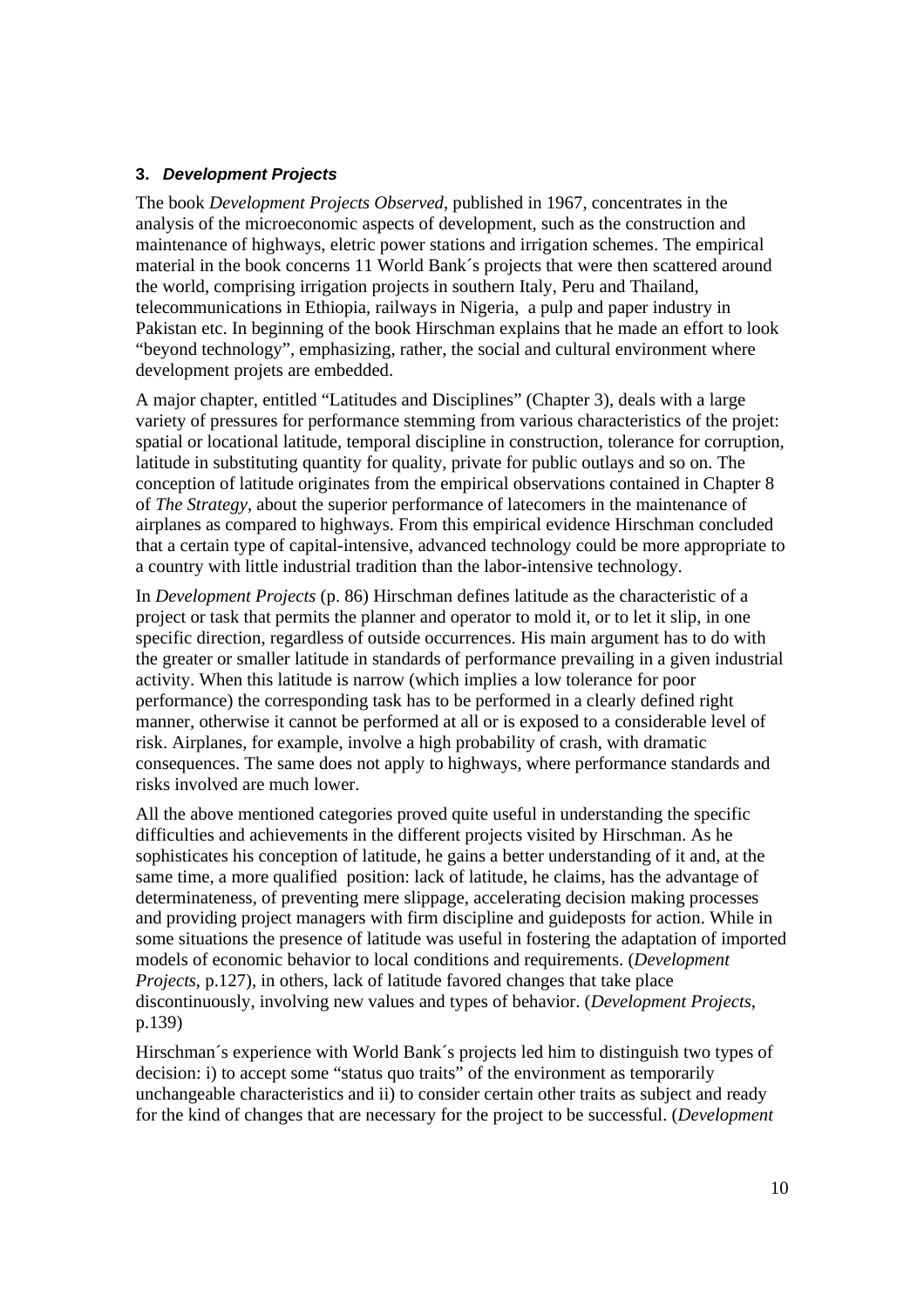### 3. ***Development Projects***

The book *Development Projects Observed*, published in 1967, concentrates in the analysis of the microeconomic aspects of development, such as the construction and maintenance of highways, eletric power stations and irrigation schemes. The empirical material in the book concerns 11 World Bank´s projects that were then scattered around the world, comprising irrigation projects in southern Italy, Peru and Thailand, telecommunications in Ethiopia, railways in Nigeria, a pulp and paper industry in Pakistan etc. In beginning of the book Hirschman explains that he made an effort to look "beyond technology", emphasizing, rather, the social and cultural environment where development projets are embedded.

A major chapter, entitled "Latitudes and Disciplines" (Chapter 3), deals with a large variety of pressures for performance stemming from various characteristics of the projet: spatial or locational latitude, temporal discipline in construction, tolerance for corruption, latitude in substituting quantity for quality, private for public outlays and so on. The conception of latitude originates from the empirical observations contained in Chapter 8 of *The Strategy*, about the superior performance of latecomers in the maintenance of airplanes as compared to highways. From this empirical evidence Hirschman concluded that a certain type of capital-intensive, advanced technology could be more appropriate to a country with little industrial tradition than the labor-intensive technology.

In *Development Projects* (p. 86) Hirschman defines latitude as the characteristic of a project or task that permits the planner and operator to mold it, or to let it slip, in one specific direction, regardless of outside occurrences. His main argument has to do with the greater or smaller latitude in standards of performance prevailing in a given industrial activity. When this latitude is narrow (which implies a low tolerance for poor performance) the corresponding task has to be performed in a clearly defined right manner, otherwise it cannot be performed at all or is exposed to a considerable level of risk. Airplanes, for example, involve a high probability of crash, with dramatic consequences. The same does not apply to highways, where performance standards and risks involved are much lower.

All the above mentioned categories proved quite useful in understanding the specific difficulties and achievements in the different projects visited by Hirschman. As he sophisticates his conception of latitude, he gains a better understanding of it and, at the same time, a more qualified position: lack of latitude, he claims, has the advantage of determinateness, of preventing mere slippage, accelerating decision making processes and providing project managers with firm discipline and guideposts for action. While in some situations the presence of latitude was useful in fostering the adaptation of imported models of economic behavior to local conditions and requirements. (*Development Projects*, p.127), in others, lack of latitude favored changes that take place discontinuously, involving new values and types of behavior. (*Development Projects*, p.139)

Hirschman´s experience with World Bank´s projects led him to distinguish two types of decision: i) to accept some "status quo traits" of the environment as temporarily unchangeable characteristics and ii) to consider certain other traits as subject and ready for the kind of changes that are necessary for the project to be successful. (*Development*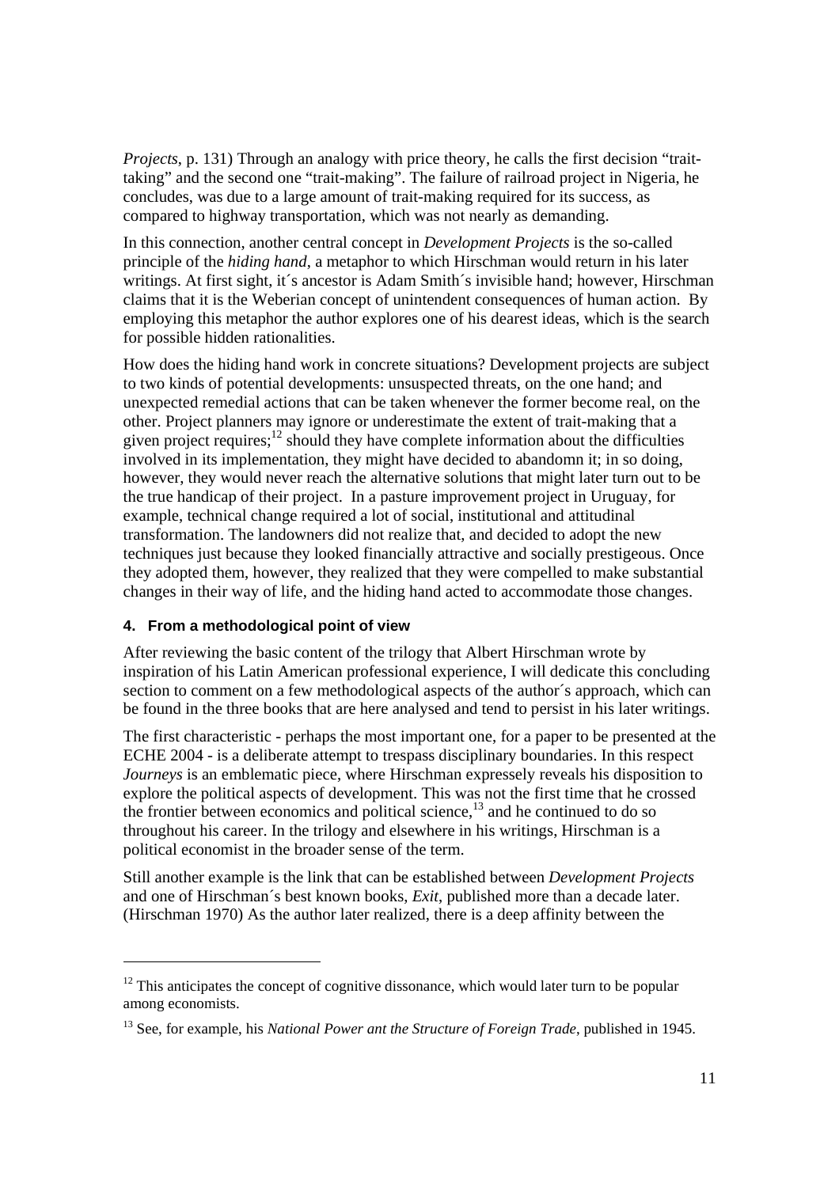*Projects*, p. 131) Through an analogy with price theory, he calls the first decision "trait-taking" and the second one "trait-making". The failure of railroad project in Nigeria, he concludes, was due to a large amount of trait-making required for its success, as compared to highway transportation, which was not nearly as demanding.

In this connection, another central concept in *Development Projects* is the so-called principle of the *hiding hand*, a metaphor to which Hirschman would return in his later writings. At first sight, it´s ancestor is Adam Smith´s invisible hand; however, Hirschman claims that it is the Weberian concept of unintendent consequences of human action. By employing this metaphor the author explores one of his dearest ideas, which is the search for possible hidden rationalities.

How does the hiding hand work in concrete situations? Development projects are subject to two kinds of potential developments: unsuspected threats, on the one hand; and unexpected remedial actions that can be taken whenever the former become real, on the other. Project planners may ignore or underestimate the extent of trait-making that a given project requires;[12] should they have complete information about the difficulties involved in its implementation, they might have decided to abandomn it; in so doing, however, they would never reach the alternative solutions that might later turn out to be the true handicap of their project. In a pasture improvement project in Uruguay, for example, technical change required a lot of social, institutional and attitudinal transformation. The landowners did not realize that, and decided to adopt the new techniques just because they looked financially attractive and socially prestigeous. Once they adopted them, however, they realized that they were compelled to make substantial changes in their way of life, and the hiding hand acted to accommodate those changes.

#### 4. From a methodological point of view

After reviewing the basic content of the trilogy that Albert Hirschman wrote by inspiration of his Latin American professional experience, I will dedicate this concluding section to comment on a few methodological aspects of the author´s approach, which can be found in the three books that are here analysed and tend to persist in his later writings.

The first characteristic - perhaps the most important one, for a paper to be presented at the ECHE 2004 - is a deliberate attempt to trespass disciplinary boundaries. In this respect *Journeys* is an emblematic piece, where Hirschman expressely reveals his disposition to explore the political aspects of development. This was not the first time that he crossed the frontier between economics and political science,[13] and he continued to do so throughout his career. In the trilogy and elsewhere in his writings, Hirschman is a political economist in the broader sense of the term.

Still another example is the link that can be established between *Development Projects* and one of Hirschman´s best known books, *Exit*, published more than a decade later. (Hirschman 1970) As the author later realized, there is a deep affinity between the

---

[12] This anticipates the concept of cognitive dissonance, which would later turn to be popular among economists.

[13] See, for example, his *National Power ant the Structure of Foreign Trade*, published in 1945.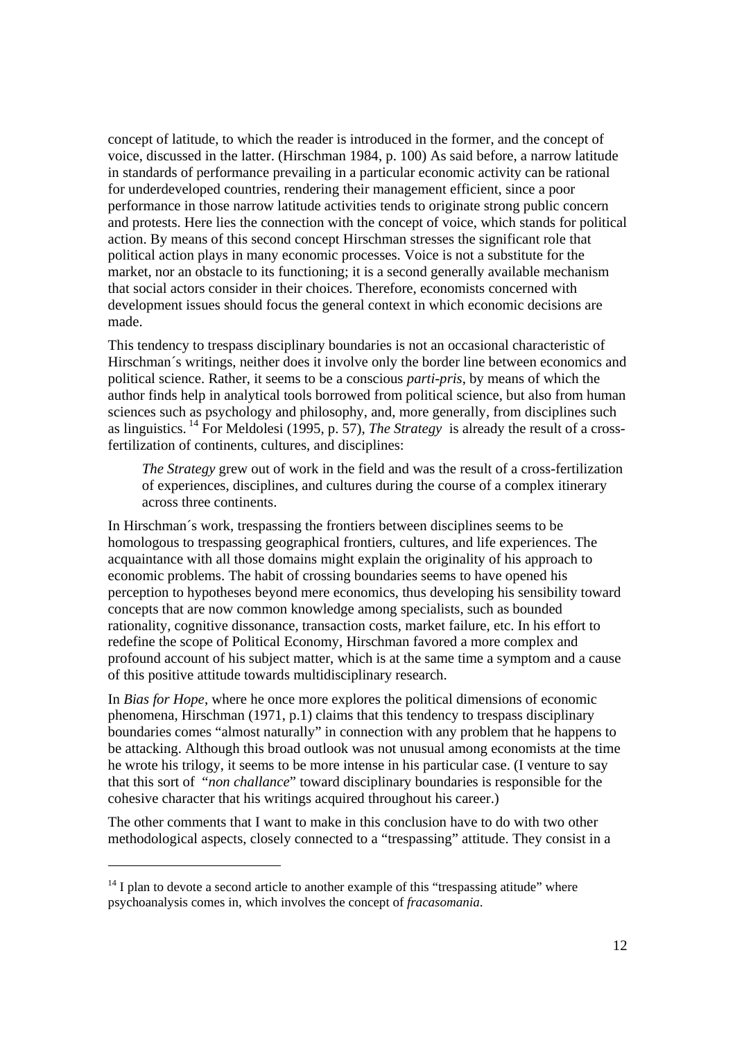concept of latitude, to which the reader is introduced in the former, and the concept of voice, discussed in the latter. (Hirschman 1984, p. 100) As said before, a narrow latitude in standards of performance prevailing in a particular economic activity can be rational for underdeveloped countries, rendering their management efficient, since a poor performance in those narrow latitude activities tends to originate strong public concern and protests. Here lies the connection with the concept of voice, which stands for political action. By means of this second concept Hirschman stresses the significant role that political action plays in many economic processes. Voice is not a substitute for the market, nor an obstacle to its functioning; it is a second generally available mechanism that social actors consider in their choices. Therefore, economists concerned with development issues should focus the general context in which economic decisions are made.

This tendency to trespass disciplinary boundaries is not an occasional characteristic of Hirschman´s writings, neither does it involve only the border line between economics and political science. Rather, it seems to be a conscious *parti-pris*, by means of which the author finds help in analytical tools borrowed from political science, but also from human sciences such as psychology and philosophy, and, more generally, from disciplines such as linguistics. [14] For Meldolesi (1995, p. 57), *The Strategy* is already the result of a cross-fertilization of continents, cultures, and disciplines:

> *The Strategy* grew out of work in the field and was the result of a cross-fertilization of experiences, disciplines, and cultures during the course of a complex itinerary across three continents.

In Hirschman´s work, trespassing the frontiers between disciplines seems to be homologous to trespassing geographical frontiers, cultures, and life experiences. The acquaintance with all those domains might explain the originality of his approach to economic problems. The habit of crossing boundaries seems to have opened his perception to hypotheses beyond mere economics, thus developing his sensibility toward concepts that are now common knowledge among specialists, such as bounded rationality, cognitive dissonance, transaction costs, market failure, etc. In his effort to redefine the scope of Political Economy, Hirschman favored a more complex and profound account of his subject matter, which is at the same time a symptom and a cause of this positive attitude towards multidisciplinary research.

In *Bias for Hope*, where he once more explores the political dimensions of economic phenomena, Hirschman (1971, p.1) claims that this tendency to trespass disciplinary boundaries comes "almost naturally" in connection with any problem that he happens to be attacking. Although this broad outlook was not unusual among economists at the time he wrote his trilogy, it seems to be more intense in his particular case. (I venture to say that this sort of "*non challance*" toward disciplinary boundaries is responsible for the cohesive character that his writings acquired throughout his career.)

The other comments that I want to make in this conclusion have to do with two other methodological aspects, closely connected to a "trespassing" attitude. They consist in a

---

[14] I plan to devote a second article to another example of this "trespassing atitude" where psychoanalysis comes in, which involves the concept of *fracasomania*.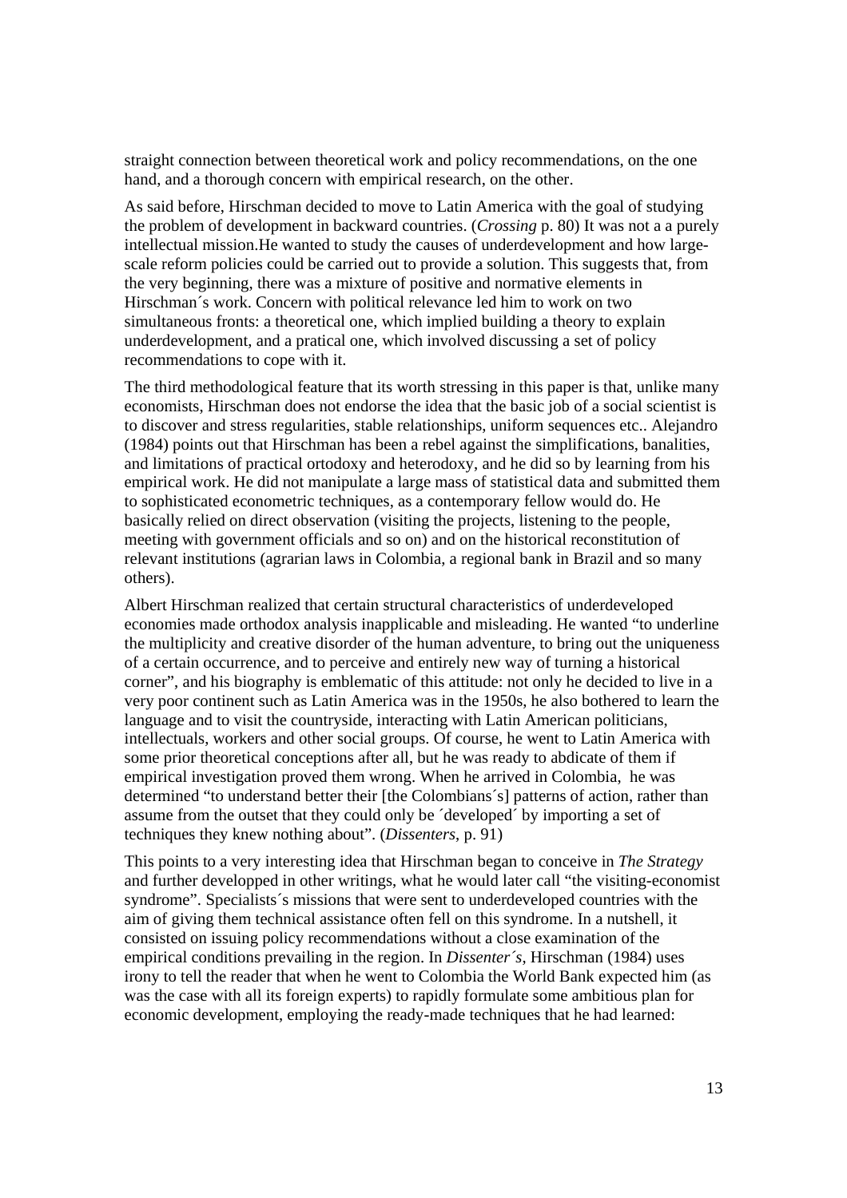straight connection between theoretical work and policy recommendations, on the one hand, and a thorough concern with empirical research, on the other.

As said before, Hirschman decided to move to Latin America with the goal of studying the problem of development in backward countries. (*Crossing* p. 80) It was not a a purely intellectual mission.He wanted to study the causes of underdevelopment and how large-scale reform policies could be carried out to provide a solution. This suggests that, from the very beginning, there was a mixture of positive and normative elements in Hirschman´s work. Concern with political relevance led him to work on two simultaneous fronts: a theoretical one, which implied building a theory to explain underdevelopment, and a pratical one, which involved discussing a set of policy recommendations to cope with it.

The third methodological feature that its worth stressing in this paper is that, unlike many economists, Hirschman does not endorse the idea that the basic job of a social scientist is to discover and stress regularities, stable relationships, uniform sequences etc.. Alejandro (1984) points out that Hirschman has been a rebel against the simplifications, banalities, and limitations of practical ortodoxy and heterodoxy, and he did so by learning from his empirical work. He did not manipulate a large mass of statistical data and submitted them to sophisticated econometric techniques, as a contemporary fellow would do. He basically relied on direct observation (visiting the projects, listening to the people, meeting with government officials and so on) and on the historical reconstitution of relevant institutions (agrarian laws in Colombia, a regional bank in Brazil and so many others).

Albert Hirschman realized that certain structural characteristics of underdeveloped economies made orthodox analysis inapplicable and misleading. He wanted "to underline the multiplicity and creative disorder of the human adventure, to bring out the uniqueness of a certain occurrence, and to perceive and entirely new way of turning a historical corner", and his biography is emblematic of this attitude: not only he decided to live in a very poor continent such as Latin America was in the 1950s, he also bothered to learn the language and to visit the countryside, interacting with Latin American politicians, intellectuals, workers and other social groups. Of course, he went to Latin America with some prior theoretical conceptions after all, but he was ready to abdicate of them if empirical investigation proved them wrong. When he arrived in Colombia, he was determined "to understand better their [the Colombians´s] patterns of action, rather than assume from the outset that they could only be ´developed´ by importing a set of techniques they knew nothing about". (*Dissenters*, p. 91)

This points to a very interesting idea that Hirschman began to conceive in *The Strategy* and further developped in other writings, what he would later call "the visiting-economist syndrome". Specialists´s missions that were sent to underdeveloped countries with the aim of giving them technical assistance often fell on this syndrome. In a nutshell, it consisted on issuing policy recommendations without a close examination of the empirical conditions prevailing in the region. In *Dissenter´s*, Hirschman (1984) uses irony to tell the reader that when he went to Colombia the World Bank expected him (as was the case with all its foreign experts) to rapidly formulate some ambitious plan for economic development, employing the ready-made techniques that he had learned: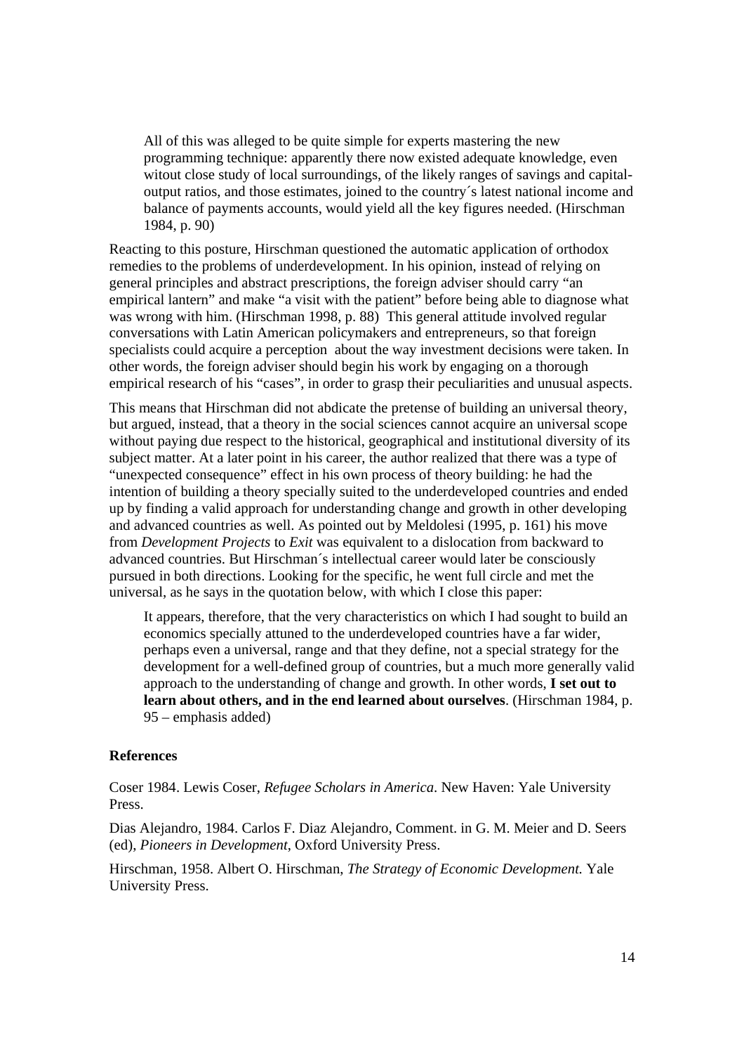> All of this was alleged to be quite simple for experts mastering the new programming technique: apparently there now existed adequate knowledge, even witout close study of local surroundings, of the likely ranges of savings and capital-output ratios, and those estimates, joined to the country´s latest national income and balance of payments accounts, would yield all the key figures needed. (Hirschman 1984, p. 90)

Reacting to this posture, Hirschman questioned the automatic application of orthodox remedies to the problems of underdevelopment. In his opinion, instead of relying on general principles and abstract prescriptions, the foreign adviser should carry "an empirical lantern" and make "a visit with the patient" before being able to diagnose what was wrong with him. (Hirschman 1998, p. 88) This general attitude involved regular conversations with Latin American policymakers and entrepreneurs, so that foreign specialists could acquire a perception about the way investment decisions were taken. In other words, the foreign adviser should begin his work by engaging on a thorough empirical research of his "cases", in order to grasp their peculiarities and unusual aspects.

This means that Hirschman did not abdicate the pretense of building an universal theory, but argued, instead, that a theory in the social sciences cannot acquire an universal scope without paying due respect to the historical, geographical and institutional diversity of its subject matter. At a later point in his career, the author realized that there was a type of "unexpected consequence" effect in his own process of theory building: he had the intention of building a theory specially suited to the underdeveloped countries and ended up by finding a valid approach for understanding change and growth in other developing and advanced countries as well. As pointed out by Meldolesi (1995, p. 161) his move from *Development Projects* to *Exit* was equivalent to a dislocation from backward to advanced countries. But Hirschman´s intellectual career would later be consciously pursued in both directions. Looking for the specific, he went full circle and met the universal, as he says in the quotation below, with which I close this paper:

> It appears, therefore, that the very characteristics on which I had sought to build an economics specially attuned to the underdeveloped countries have a far wider, perhaps even a universal, range and that they define, not a special strategy for the development for a well-defined group of countries, but a much more generally valid approach to the understanding of change and growth. In other words, **I set out to learn about others, and in the end learned about ourselves**. (Hirschman 1984, p. 95 – emphasis added)

### References

Coser 1984. Lewis Coser, *Refugee Scholars in America*. New Haven: Yale University Press.

Dias Alejandro, 1984. Carlos F. Diaz Alejandro, Comment. in G. M. Meier and D. Seers (ed), *Pioneers in Development*, Oxford University Press.

Hirschman, 1958. Albert O. Hirschman, *The Strategy of Economic Development.* Yale University Press.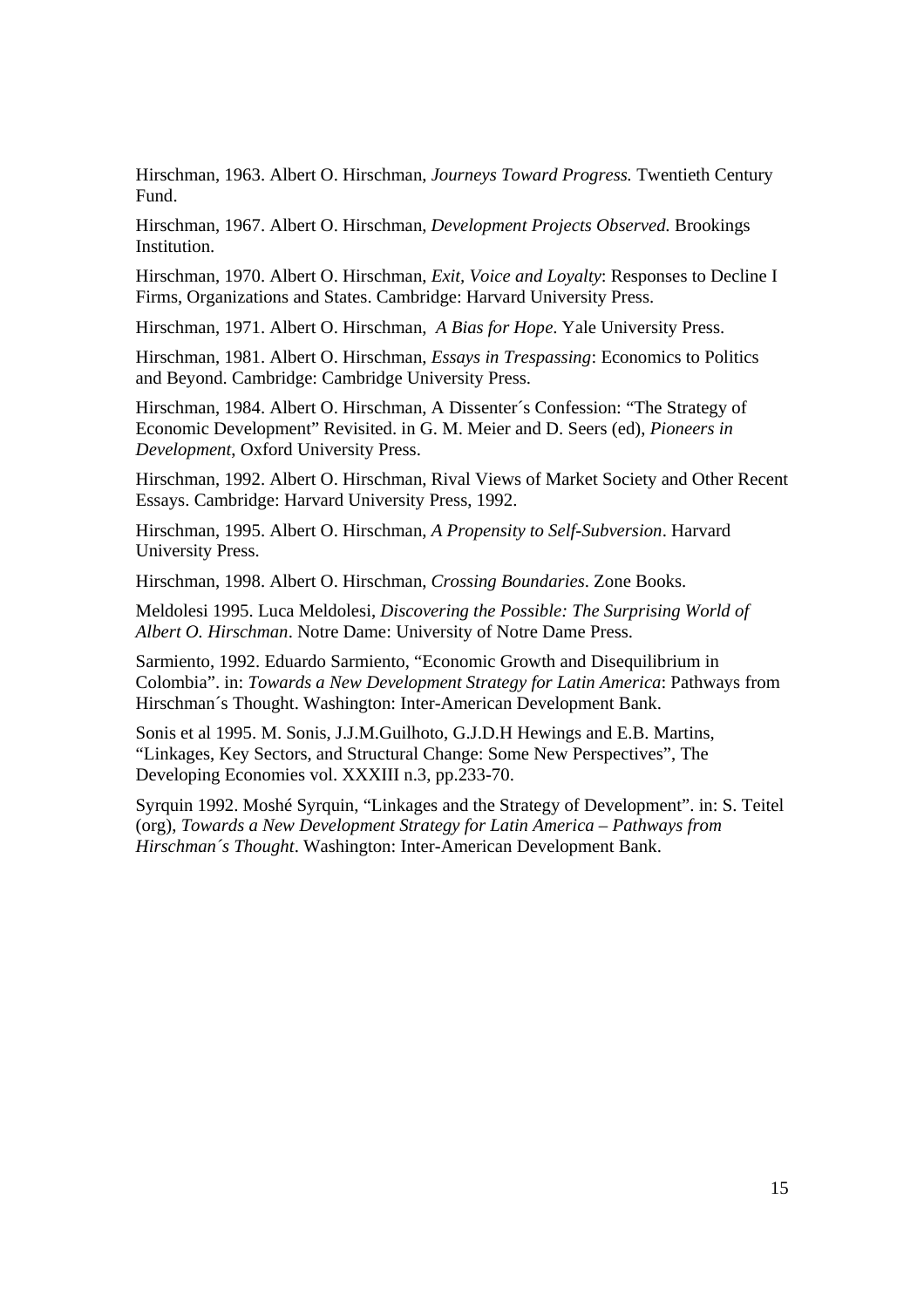Hirschman, 1963. Albert O. Hirschman, *Journeys Toward Progress.* Twentieth Century Fund.

Hirschman, 1967. Albert O. Hirschman, *Development Projects Observed.* Brookings Institution.

Hirschman, 1970. Albert O. Hirschman, *Exit, Voice and Loyalty*: Responses to Decline I Firms, Organizations and States. Cambridge: Harvard University Press.

Hirschman, 1971. Albert O. Hirschman, *A Bias for Hope.* Yale University Press.

Hirschman, 1981. Albert O. Hirschman, *Essays in Trespassing*: Economics to Politics and Beyond. Cambridge: Cambridge University Press.

Hirschman, 1984. Albert O. Hirschman, A Dissenter´s Confession: "The Strategy of Economic Development" Revisited. in G. M. Meier and D. Seers (ed), *Pioneers in Development*, Oxford University Press.

Hirschman, 1992. Albert O. Hirschman, Rival Views of Market Society and Other Recent Essays. Cambridge: Harvard University Press, 1992.

Hirschman, 1995. Albert O. Hirschman, *A Propensity to Self-Subversion*. Harvard University Press.

Hirschman, 1998. Albert O. Hirschman, *Crossing Boundaries*. Zone Books.

Meldolesi 1995. Luca Meldolesi, *Discovering the Possible: The Surprising World of Albert O. Hirschman*. Notre Dame: University of Notre Dame Press.

Sarmiento, 1992. Eduardo Sarmiento, "Economic Growth and Disequilibrium in Colombia". in: *Towards a New Development Strategy for Latin America*: Pathways from Hirschman´s Thought. Washington: Inter-American Development Bank.

Sonis et al 1995. M. Sonis, J.J.M.Guilhoto, G.J.D.H Hewings and E.B. Martins, "Linkages, Key Sectors, and Structural Change: Some New Perspectives", The Developing Economies vol. XXXIII n.3, pp.233-70.

Syrquin 1992. Moshé Syrquin, "Linkages and the Strategy of Development". in: S. Teitel (org), *Towards a New Development Strategy for Latin America – Pathways from Hirschman´s Thought*. Washington: Inter-American Development Bank.